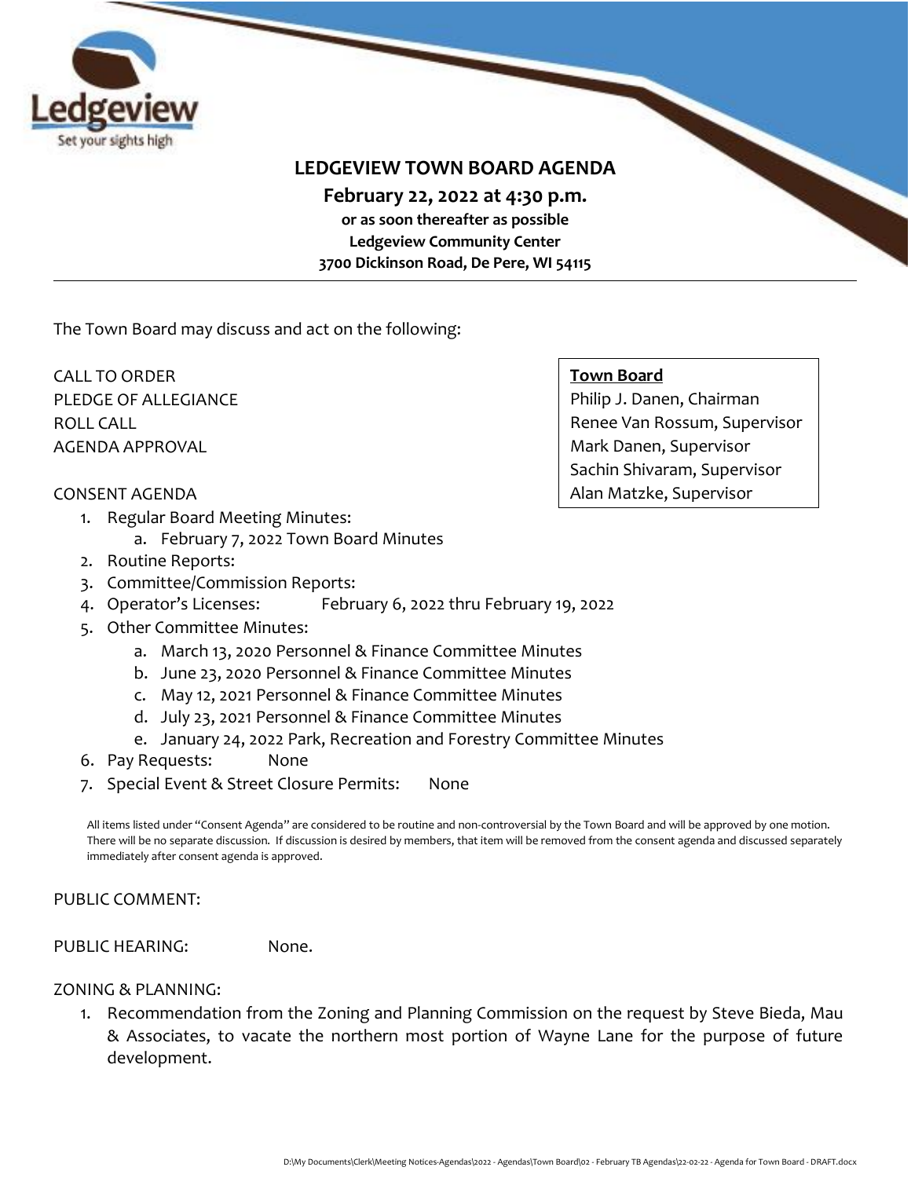Ledgeview
Set your sights high

# LEDGEVIEW TOWN BOARD AGENDA

**February 22, 2022 at 4:30 p.m.**

**or as soon thereafter as possible**

**Ledgeview Community Center**

**3700 Dickinson Road, De Pere, WI 54115**

---

The Town Board may discuss and act on the following:

**Town Board**
Philip J. Danen, Chairman
Renee Van Rossum, Supervisor
Mark Danen, Supervisor
Sachin Shivaram, Supervisor
Alan Matzke, Supervisor

CALL TO ORDER
PLEDGE OF ALLEGIANCE
ROLL CALL
AGENDA APPROVAL

CONSENT AGENDA

1. Regular Board Meeting Minutes:
   a. February 7, 2022 Town Board Minutes
2. Routine Reports:
3. Committee/Commission Reports:
4. Operator's Licenses: February 6, 2022 thru February 19, 2022
5. Other Committee Minutes:
   a. March 13, 2020 Personnel & Finance Committee Minutes
   b. June 23, 2020 Personnel & Finance Committee Minutes
   c. May 12, 2021 Personnel & Finance Committee Minutes
   d. July 23, 2021 Personnel & Finance Committee Minutes
   e. January 24, 2022 Park, Recreation and Forestry Committee Minutes
6. Pay Requests: None
7. Special Event & Street Closure Permits: None

All items listed under "Consent Agenda" are considered to be routine and non-controversial by the Town Board and will be approved by one motion. There will be no separate discussion. If discussion is desired by members, that item will be removed from the consent agenda and discussed separately immediately after consent agenda is approved.

PUBLIC COMMENT:

PUBLIC HEARING: None.

ZONING & PLANNING:

1. Recommendation from the Zoning and Planning Commission on the request by Steve Bieda, Mau & Associates, to vacate the northern most portion of Wayne Lane for the purpose of future development.

D:\My Documents\Clerk\Meeting Notices-Agendas\2022 - Agendas\Town Board\02 - February TB Agendas\22-02-22 - Agenda for Town Board - DRAFT.docx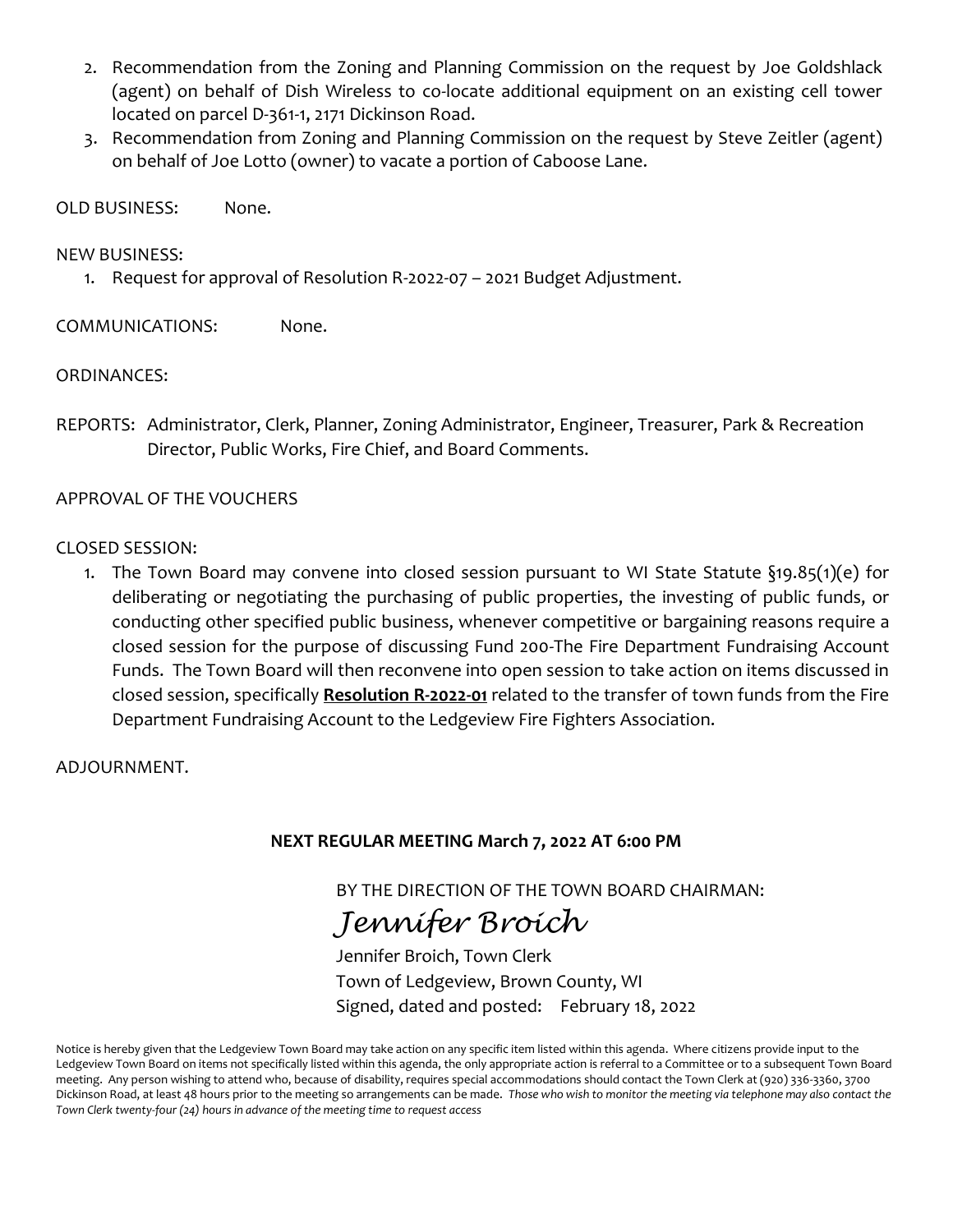2. Recommendation from the Zoning and Planning Commission on the request by Joe Goldshlack (agent) on behalf of Dish Wireless to co-locate additional equipment on an existing cell tower located on parcel D-361-1, 2171 Dickinson Road.
3. Recommendation from Zoning and Planning Commission on the request by Steve Zeitler (agent) on behalf of Joe Lotto (owner) to vacate a portion of Caboose Lane.

OLD BUSINESS: None.

NEW BUSINESS:

1. Request for approval of Resolution R-2022-07 – 2021 Budget Adjustment.

COMMUNICATIONS: None.

ORDINANCES:

REPORTS: Administrator, Clerk, Planner, Zoning Administrator, Engineer, Treasurer, Park & Recreation Director, Public Works, Fire Chief, and Board Comments.

APPROVAL OF THE VOUCHERS

CLOSED SESSION:

1. The Town Board may convene into closed session pursuant to WI State Statute §19.85(1)(e) for deliberating or negotiating the purchasing of public properties, the investing of public funds, or conducting other specified public business, whenever competitive or bargaining reasons require a closed session for the purpose of discussing Fund 200-The Fire Department Fundraising Account Funds. The Town Board will then reconvene into open session to take action on items discussed in closed session, specifically **Resolution R-2022-01** related to the transfer of town funds from the Fire Department Fundraising Account to the Ledgeview Fire Fighters Association.

ADJOURNMENT.

**NEXT REGULAR MEETING March 7, 2022 AT 6:00 PM**

BY THE DIRECTION OF THE TOWN BOARD CHAIRMAN:

*Jennifer Broich*

Jennifer Broich, Town Clerk
Town of Ledgeview, Brown County, WI
Signed, dated and posted: February 18, 2022

Notice is hereby given that the Ledgeview Town Board may take action on any specific item listed within this agenda. Where citizens provide input to the Ledgeview Town Board on items not specifically listed within this agenda, the only appropriate action is referral to a Committee or to a subsequent Town Board meeting. Any person wishing to attend who, because of disability, requires special accommodations should contact the Town Clerk at (920) 336-3360, 3700 Dickinson Road, at least 48 hours prior to the meeting so arrangements can be made. *Those who wish to monitor the meeting via telephone may also contact the Town Clerk twenty-four (24) hours in advance of the meeting time to request access*